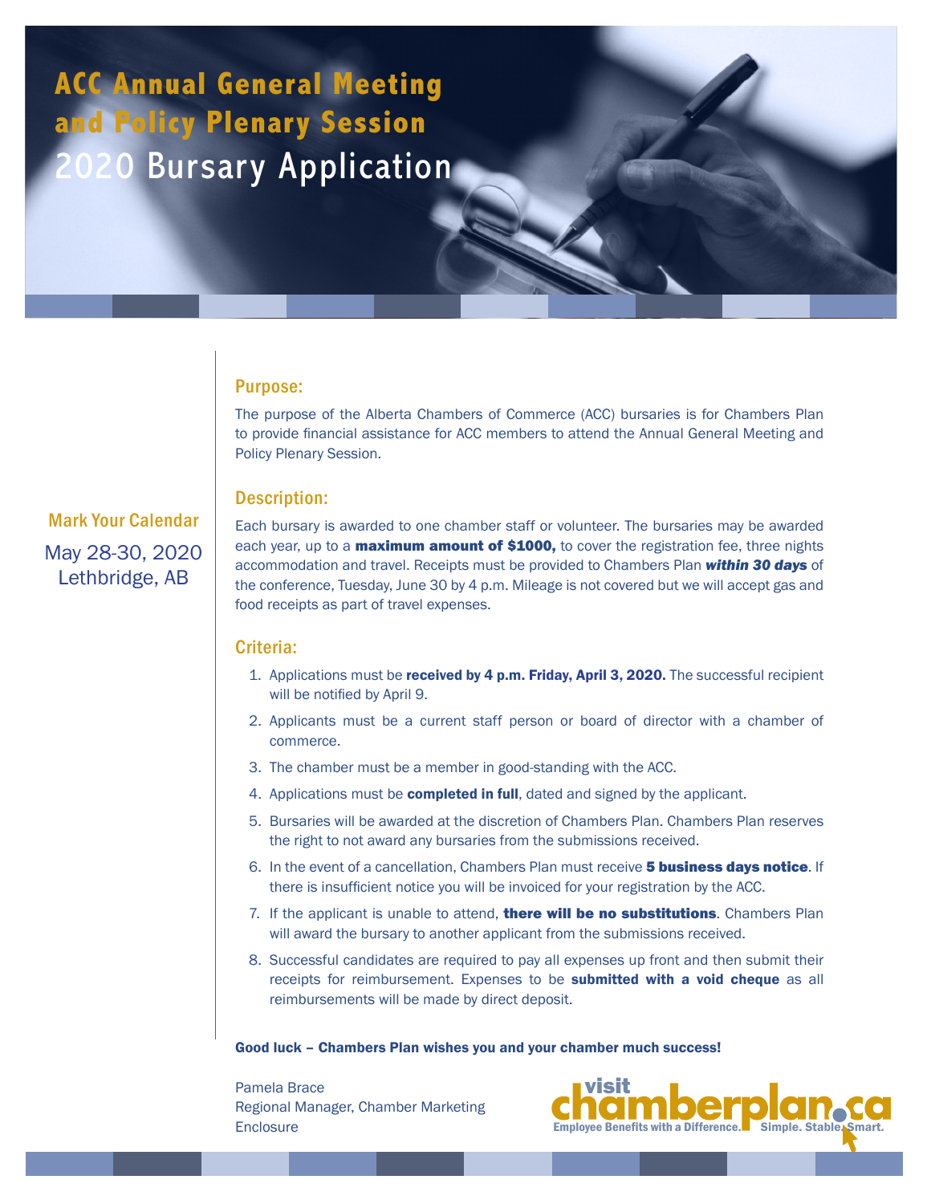# ACC Annual General Meeting and Policy Plenary Session

## 2020 Bursary Application

**Mark Your Calendar**

May 28-30, 2020
Lethbridge, AB

### Purpose:

The purpose of the Alberta Chambers of Commerce (ACC) bursaries is for Chambers Plan to provide financial assistance for ACC members to attend the Annual General Meeting and Policy Plenary Session.

### Description:

Each bursary is awarded to one chamber staff or volunteer. The bursaries may be awarded each year, up to a **maximum amount of $1000,** to cover the registration fee, three nights accommodation and travel. Receipts must be provided to Chambers Plan ***within 30 days*** of the conference, Tuesday, June 30 by 4 p.m. Mileage is not covered but we will accept gas and food receipts as part of travel expenses.

### Criteria:

1. Applications must be **received by 4 p.m. Friday, April 3, 2020.** The successful recipient will be notified by April 9.
2. Applicants must be a current staff person or board of director with a chamber of commerce.
3. The chamber must be a member in good-standing with the ACC.
4. Applications must be **completed in full**, dated and signed by the applicant.
5. Bursaries will be awarded at the discretion of Chambers Plan. Chambers Plan reserves the right to not award any bursaries from the submissions received.
6. In the event of a cancellation, Chambers Plan must receive **5 business days notice**. If there is insufficient notice you will be invoiced for your registration by the ACC.
7. If the applicant is unable to attend, **there will be no substitutions**. Chambers Plan will award the bursary to another applicant from the submissions received.
8. Successful candidates are required to pay all expenses up front and then submit their receipts for reimbursement. Expenses to be **submitted with a void cheque** as all reimbursements will be made by direct deposit.

**Good luck – Chambers Plan wishes you and your chamber much success!**

Pamela Brace
Regional Manager, Chamber Marketing
Enclosure

visit chamberplan.ca
Employee Benefits with a Difference. Simple. Stable. Smart.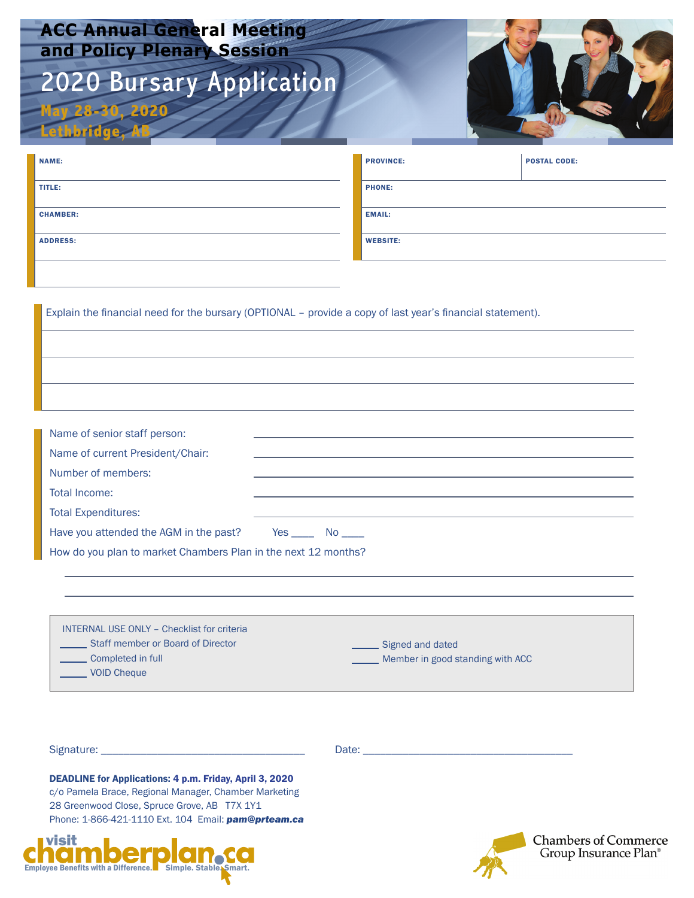# ACC Annual General Meeting and Policy Plenary Session

## 2020 Bursary Application

**May 28-30, 2020**
**Lethbridge, AB**

**NAME:**

**TITLE:**

**CHAMBER:**

**ADDRESS:**

**PROVINCE:** **POSTAL CODE:**

**PHONE:**

**EMAIL:**

**WEBSITE:**

Explain the financial need for the bursary (OPTIONAL – provide a copy of last year's financial statement).

Name of senior staff person: ______

Name of current President/Chair: ______

Number of members: ______

Total Income: ______

Total Expenditures: ______

Have you attended the AGM in the past? Yes ____ No ____

How do you plan to market Chambers Plan in the next 12 months?

INTERNAL USE ONLY – Checklist for criteria

_____ Staff member or Board of Director
_____ Completed in full
_____ VOID Cheque
_____ Signed and dated
_____ Member in good standing with ACC

Signature: ______ Date: ______

**DEADLINE for Applications: 4 p.m. Friday, April 3, 2020**
c/o Pamela Brace, Regional Manager, Chamber Marketing
28 Greenwood Close, Spruce Grove, AB T7X 1Y1
Phone: 1-866-421-1110 Ext. 104 Email: ***pam@prteam.ca***

visit chamberplan.ca
Employee Benefits with a Difference. Simple. Stable. Smart.

Chambers of Commerce Group Insurance Plan®